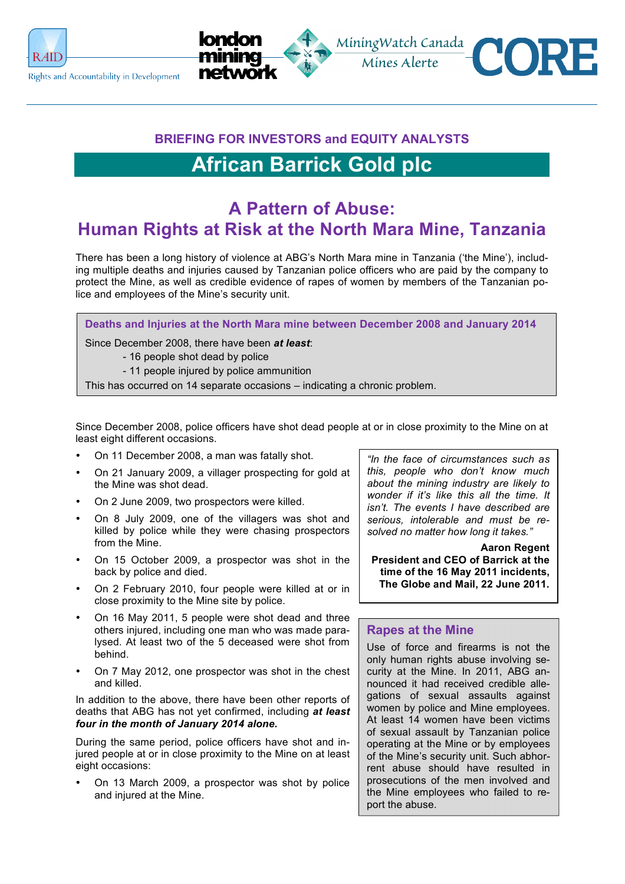RAID Rights and Accountability in Development | london mining network | MiningWatch Canada Mines Alerte | CORE

**BRIEFING FOR INVESTORS and EQUITY ANALYSTS**

# African Barrick Gold plc

## A Pattern of Abuse: Human Rights at Risk at the North Mara Mine, Tanzania

There has been a long history of violence at ABG's North Mara mine in Tanzania ('the Mine'), including multiple deaths and injuries caused by Tanzanian police officers who are paid by the company to protect the Mine, as well as credible evidence of rapes of women by members of the Tanzanian police and employees of the Mine's security unit.

> **Deaths and Injuries at the North Mara mine between December 2008 and January 2014**
>
> Since December 2008, there have been ***at least***:
>
> - 16 people shot dead by police
> - 11 people injured by police ammunition
>
> This has occurred on 14 separate occasions – indicating a chronic problem.

Since December 2008, police officers have shot dead people at or in close proximity to the Mine on at least eight different occasions.

- On 11 December 2008, a man was fatally shot.
- On 21 January 2009, a villager prospecting for gold at the Mine was shot dead.
- On 2 June 2009, two prospectors were killed.
- On 8 July 2009, one of the villagers was shot and killed by police while they were chasing prospectors from the Mine.
- On 15 October 2009, a prospector was shot in the back by police and died.
- On 2 February 2010, four people were killed at or in close proximity to the Mine site by police.
- On 16 May 2011, 5 people were shot dead and three others injured, including one man who was made paralysed. At least two of the 5 deceased were shot from behind.
- On 7 May 2012, one prospector was shot in the chest and killed.

In addition to the above, there have been other reports of deaths that ABG has not yet confirmed, including ***at least four in the month of January 2014 alone.***

During the same period, police officers have shot and injured people at or in close proximity to the Mine on at least eight occasions:

- On 13 March 2009, a prospector was shot by police and injured at the Mine.

> *"In the face of circumstances such as this, people who don't know much about the mining industry are likely to wonder if it's like this all the time. It isn't. The events I have described are serious, intolerable and must be resolved no matter how long it takes."*
>
> **Aaron Regent**
> **President and CEO of Barrick at the time of the 16 May 2011 incidents, The Globe and Mail, 22 June 2011.**

### Rapes at the Mine

Use of force and firearms is not the only human rights abuse involving security at the Mine. In 2011, ABG announced it had received credible allegations of sexual assaults against women by police and Mine employees. At least 14 women have been victims of sexual assault by Tanzanian police operating at the Mine or by employees of the Mine's security unit. Such abhorrent abuse should have resulted in prosecutions of the men involved and the Mine employees who failed to report the abuse.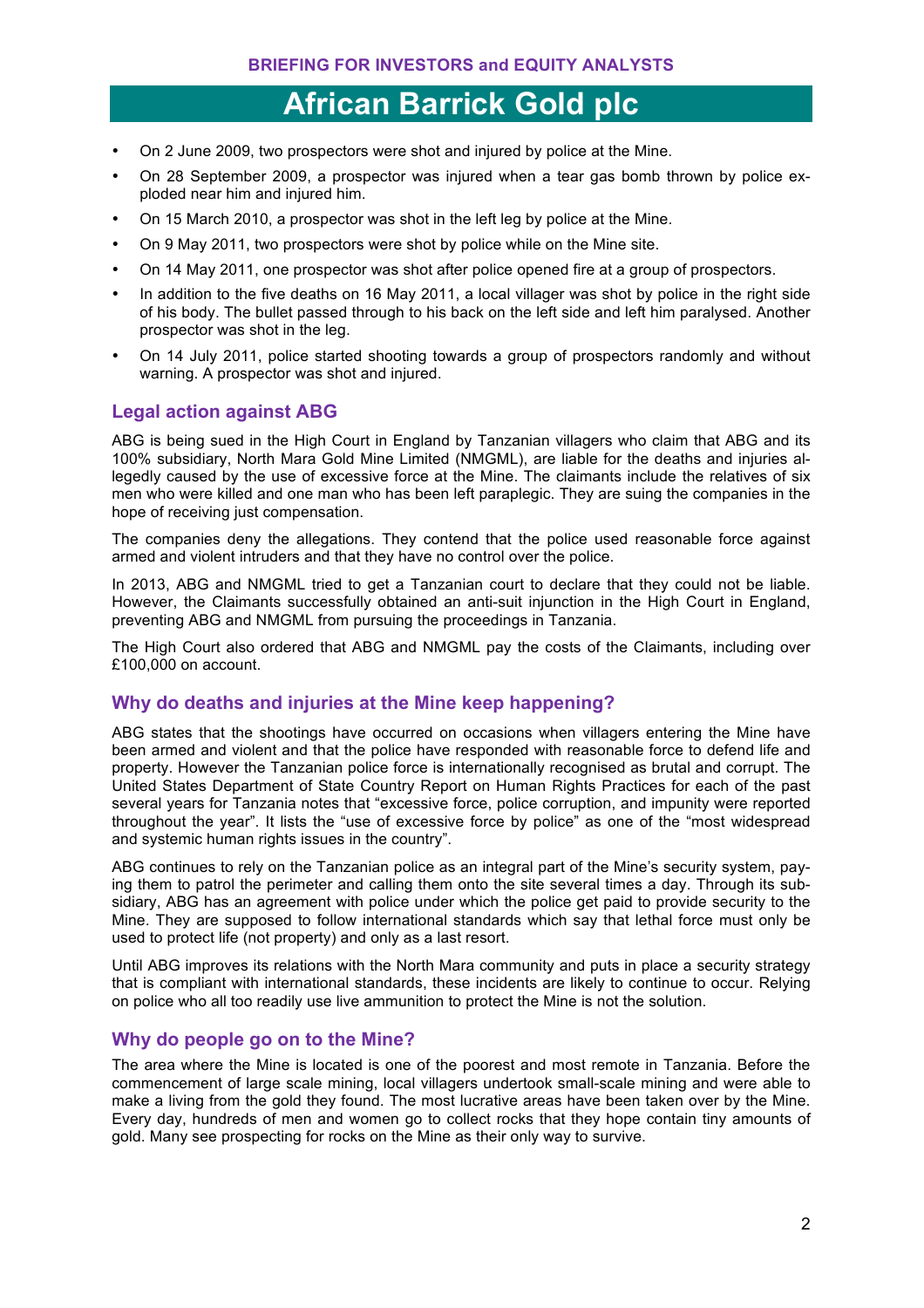- On 2 June 2009, two prospectors were shot and injured by police at the Mine.
- On 28 September 2009, a prospector was injured when a tear gas bomb thrown by police exploded near him and injured him.
- On 15 March 2010, a prospector was shot in the left leg by police at the Mine.
- On 9 May 2011, two prospectors were shot by police while on the Mine site.
- On 14 May 2011, one prospector was shot after police opened fire at a group of prospectors.
- In addition to the five deaths on 16 May 2011, a local villager was shot by police in the right side of his body. The bullet passed through to his back on the left side and left him paralysed. Another prospector was shot in the leg.
- On 14 July 2011, police started shooting towards a group of prospectors randomly and without warning. A prospector was shot and injured.

## Legal action against ABG

ABG is being sued in the High Court in England by Tanzanian villagers who claim that ABG and its 100% subsidiary, North Mara Gold Mine Limited (NMGML), are liable for the deaths and injuries allegedly caused by the use of excessive force at the Mine. The claimants include the relatives of six men who were killed and one man who has been left paraplegic. They are suing the companies in the hope of receiving just compensation.

The companies deny the allegations. They contend that the police used reasonable force against armed and violent intruders and that they have no control over the police.

In 2013, ABG and NMGML tried to get a Tanzanian court to declare that they could not be liable. However, the Claimants successfully obtained an anti-suit injunction in the High Court in England, preventing ABG and NMGML from pursuing the proceedings in Tanzania.

The High Court also ordered that ABG and NMGML pay the costs of the Claimants, including over £100,000 on account.

## Why do deaths and injuries at the Mine keep happening?

ABG states that the shootings have occurred on occasions when villagers entering the Mine have been armed and violent and that the police have responded with reasonable force to defend life and property. However the Tanzanian police force is internationally recognised as brutal and corrupt. The United States Department of State Country Report on Human Rights Practices for each of the past several years for Tanzania notes that "excessive force, police corruption, and impunity were reported throughout the year". It lists the "use of excessive force by police" as one of the "most widespread and systemic human rights issues in the country".

ABG continues to rely on the Tanzanian police as an integral part of the Mine's security system, paying them to patrol the perimeter and calling them onto the site several times a day. Through its subsidiary, ABG has an agreement with police under which the police get paid to provide security to the Mine. They are supposed to follow international standards which say that lethal force must only be used to protect life (not property) and only as a last resort.

Until ABG improves its relations with the North Mara community and puts in place a security strategy that is compliant with international standards, these incidents are likely to continue to occur. Relying on police who all too readily use live ammunition to protect the Mine is not the solution.

## Why do people go on to the Mine?

The area where the Mine is located is one of the poorest and most remote in Tanzania. Before the commencement of large scale mining, local villagers undertook small-scale mining and were able to make a living from the gold they found. The most lucrative areas have been taken over by the Mine. Every day, hundreds of men and women go to collect rocks that they hope contain tiny amounts of gold. Many see prospecting for rocks on the Mine as their only way to survive.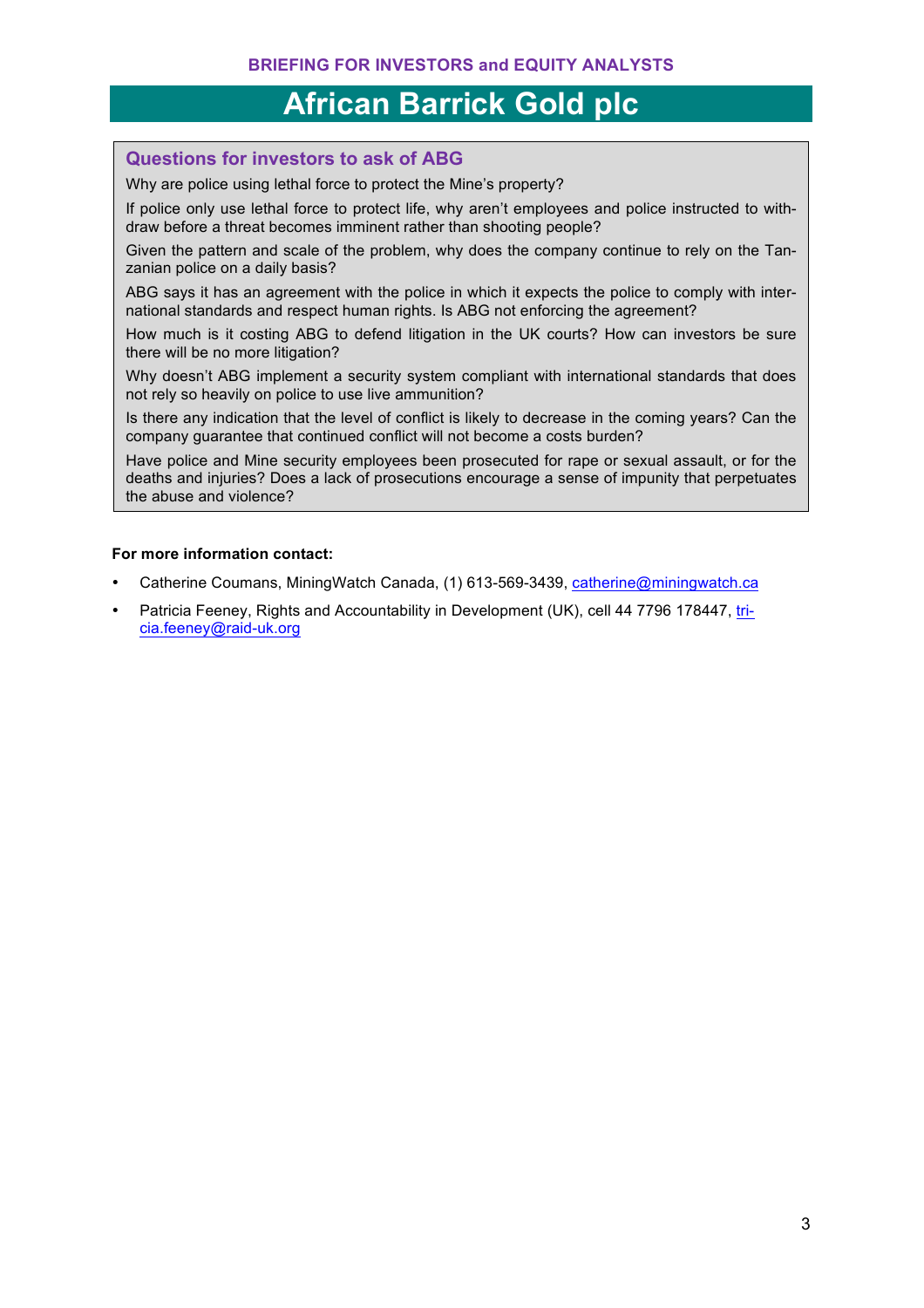BRIEFING FOR INVESTORS and EQUITY ANALYSTS

# African Barrick Gold plc

## Questions for investors to ask of ABG

Why are police using lethal force to protect the Mine's property?

If police only use lethal force to protect life, why aren't employees and police instructed to withdraw before a threat becomes imminent rather than shooting people?

Given the pattern and scale of the problem, why does the company continue to rely on the Tanzanian police on a daily basis?

ABG says it has an agreement with the police in which it expects the police to comply with international standards and respect human rights. Is ABG not enforcing the agreement?

How much is it costing ABG to defend litigation in the UK courts? How can investors be sure there will be no more litigation?

Why doesn't ABG implement a security system compliant with international standards that does not rely so heavily on police to use live ammunition?

Is there any indication that the level of conflict is likely to decrease in the coming years? Can the company guarantee that continued conflict will not become a costs burden?

Have police and Mine security employees been prosecuted for rape or sexual assault, or for the deaths and injuries? Does a lack of prosecutions encourage a sense of impunity that perpetuates the abuse and violence?

**For more information contact:**

- Catherine Coumans, MiningWatch Canada, (1) 613-569-3439, catherine@miningwatch.ca
- Patricia Feeney, Rights and Accountability in Development (UK), cell 44 7796 178447, tricia.feeney@raid-uk.org